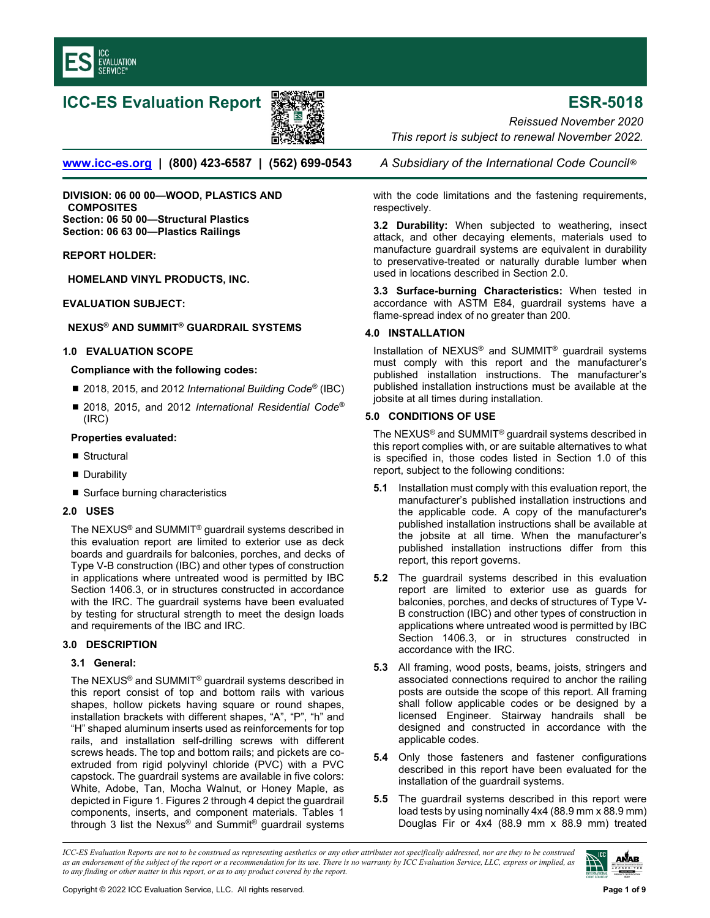# ICC-ES Evaluation Report

# ESR-5018

*Reissued November 2020*
*This report is subject to renewal November 2022.*

www.icc-es.org | (800) 423-6587 | (562) 699-0543 *A Subsidiary of the International Code Council®*

**DIVISION: 06 00 00—WOOD, PLASTICS AND COMPOSITES**
**Section: 06 50 00—Structural Plastics**
**Section: 06 63 00—Plastics Railings**

**REPORT HOLDER:**

**HOMELAND VINYL PRODUCTS, INC.**

**EVALUATION SUBJECT:**

**NEXUS® AND SUMMIT® GUARDRAIL SYSTEMS**

## 1.0 EVALUATION SCOPE

**Compliance with the following codes:**

- 2018, 2015, and 2012 *International Building Code®* (IBC)
- 2018, 2015, and 2012 *International Residential Code®* (IRC)

**Properties evaluated:**

- Structural
- Durability
- Surface burning characteristics

## 2.0 USES

The NEXUS® and SUMMIT® guardrail systems described in this evaluation report are limited to exterior use as deck boards and guardrails for balconies, porches, and decks of Type V-B construction (IBC) and other types of construction in applications where untreated wood is permitted by IBC Section 1406.3, or in structures constructed in accordance with the IRC. The guardrail systems have been evaluated by testing for structural strength to meet the design loads and requirements of the IBC and IRC.

## 3.0 DESCRIPTION

### 3.1 General:

The NEXUS® and SUMMIT® guardrail systems described in this report consist of top and bottom rails with various shapes, hollow pickets having square or round shapes, installation brackets with different shapes, "A", "P", "h" and "H" shaped aluminum inserts used as reinforcements for top rails, and installation self-drilling screws with different screws heads. The top and bottom rails; and pickets are co-extruded from rigid polyvinyl chloride (PVC) with a PVC capstock. The guardrail systems are available in five colors: White, Adobe, Tan, Mocha Walnut, or Honey Maple, as depicted in Figure 1. Figures 2 through 4 depict the guardrail components, inserts, and component materials. Tables 1 through 3 list the Nexus® and Summit® guardrail systems with the code limitations and the fastening requirements, respectively.

**3.2 Durability:** When subjected to weathering, insect attack, and other decaying elements, materials used to manufacture guardrail systems are equivalent in durability to preservative-treated or naturally durable lumber when used in locations described in Section 2.0.

**3.3 Surface-burning Characteristics:** When tested in accordance with ASTM E84, guardrail systems have a flame-spread index of no greater than 200.

## 4.0 INSTALLATION

Installation of NEXUS® and SUMMIT® guardrail systems must comply with this report and the manufacturer's published installation instructions. The manufacturer's published installation instructions must be available at the jobsite at all times during installation.

## 5.0 CONDITIONS OF USE

The NEXUS® and SUMMIT® guardrail systems described in this report complies with, or are suitable alternatives to what is specified in, those codes listed in Section 1.0 of this report, subject to the following conditions:

**5.1** Installation must comply with this evaluation report, the manufacturer's published installation instructions and the applicable code. A copy of the manufacturer's published installation instructions shall be available at the jobsite at all time. When the manufacturer's published installation instructions differ from this report, this report governs.

**5.2** The guardrail systems described in this evaluation report are limited to exterior use as guards for balconies, porches, and decks of structures of Type V-B construction (IBC) and other types of construction in applications where untreated wood is permitted by IBC Section 1406.3, or in structures constructed in accordance with the IRC.

**5.3** All framing, wood posts, beams, joists, stringers and associated connections required to anchor the railing posts are outside the scope of this report. All framing shall follow applicable codes or be designed by a licensed Engineer. Stairway handrails shall be designed and constructed in accordance with the applicable codes.

**5.4** Only those fasteners and fastener configurations described in this report have been evaluated for the installation of the guardrail systems.

**5.5** The guardrail systems described in this report were load tests by using nominally 4x4 (88.9 mm x 88.9 mm) Douglas Fir or 4x4 (88.9 mm x 88.9 mm) treated

*ICC-ES Evaluation Reports are not to be construed as representing aesthetics or any other attributes not specifically addressed, nor are they to be construed as an endorsement of the subject of the report or a recommendation for its use. There is no warranty by ICC Evaluation Service, LLC, express or implied, as to any finding or other matter in this report, or as to any product covered by the report.*

Copyright © 2022 ICC Evaluation Service, LLC. All rights reserved.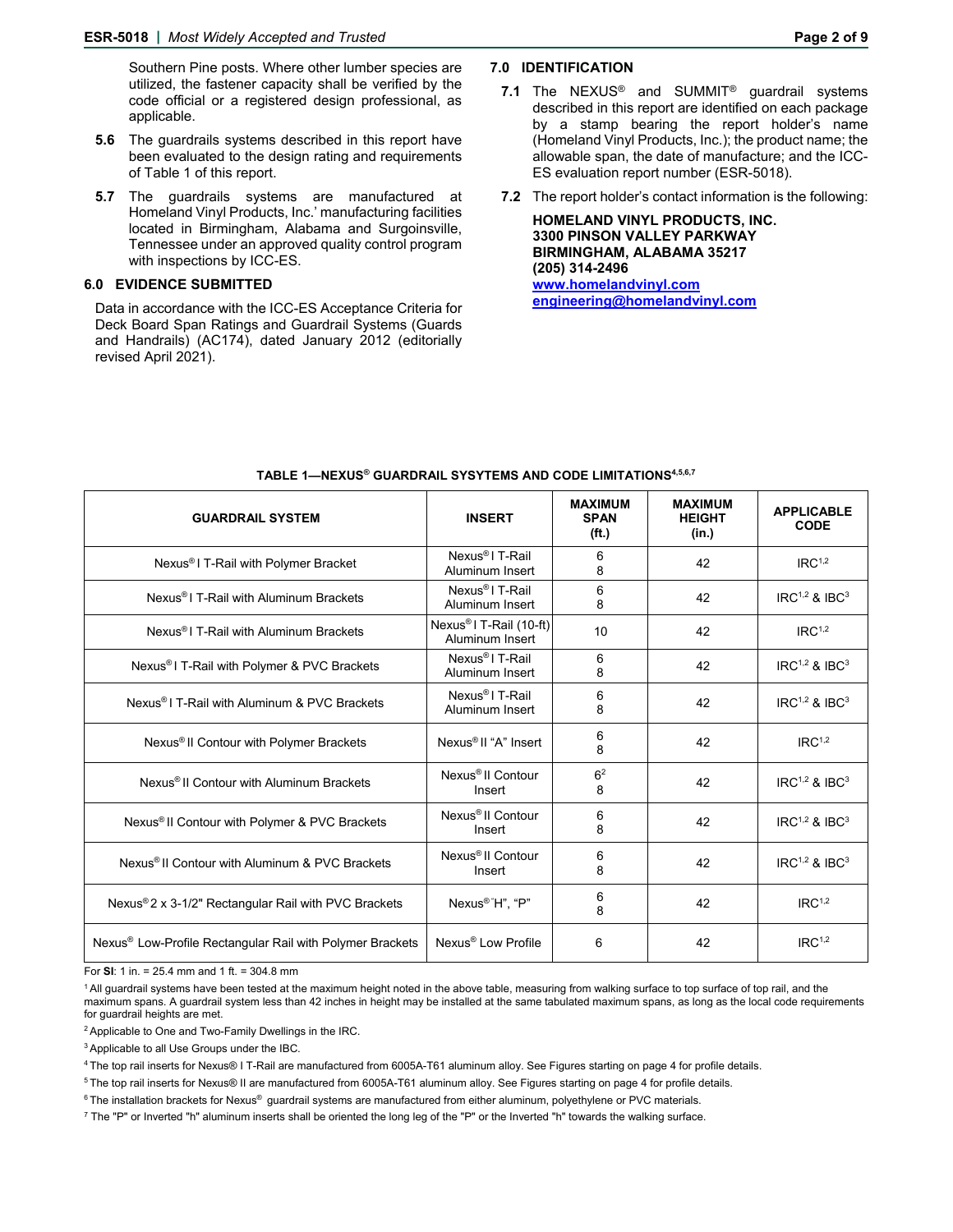Southern Pine posts. Where other lumber species are utilized, the fastener capacity shall be verified by the code official or a registered design professional, as applicable.

**5.6** The guardrails systems described in this report have been evaluated to the design rating and requirements of Table 1 of this report.

**5.7** The guardrails systems are manufactured at Homeland Vinyl Products, Inc.' manufacturing facilities located in Birmingham, Alabama and Surgoinsville, Tennessee under an approved quality control program with inspections by ICC-ES.

## 6.0 EVIDENCE SUBMITTED

Data in accordance with the ICC-ES Acceptance Criteria for Deck Board Span Ratings and Guardrail Systems (Guards and Handrails) (AC174), dated January 2012 (editorially revised April 2021).

## 7.0 IDENTIFICATION

**7.1** The NEXUS® and SUMMIT® guardrail systems described in this report are identified on each package by a stamp bearing the report holder's name (Homeland Vinyl Products, Inc.); the product name; the allowable span, the date of manufacture; and the ICC-ES evaluation report number (ESR-5018).

**7.2** The report holder's contact information is the following:

**HOMELAND VINYL PRODUCTS, INC.**
**3300 PINSON VALLEY PARKWAY**
**BIRMINGHAM, ALABAMA 35217**
**(205) 314-2496**
**www.homelandvinyl.com**
**engineering@homelandvinyl.com**

**TABLE 1—NEXUS® GUARDRAIL SYSYTEMS AND CODE LIMITATIONS[4,5,6,7]**

| GUARDRAIL SYSTEM | INSERT | MAXIMUM SPAN (ft.) | MAXIMUM HEIGHT (in.) | APPLICABLE CODE |
|---|---|---|---|---|
| Nexus® I T-Rail with Polymer Bracket | Nexus® I T-Rail Aluminum Insert | 6<br>8 | 42 | IRC[1,2] |
| Nexus® I T-Rail with Aluminum Brackets | Nexus® I T-Rail Aluminum Insert | 6<br>8 | 42 | IRC[1,2] & IBC[3] |
| Nexus® I T-Rail with Aluminum Brackets | Nexus® I T-Rail (10-ft) Aluminum Insert | 10 | 42 | IRC[1,2] |
| Nexus® I T-Rail with Polymer & PVC Brackets | Nexus® I T-Rail Aluminum Insert | 6<br>8 | 42 | IRC[1,2] & IBC[3] |
| Nexus® I T-Rail with Aluminum & PVC Brackets | Nexus® I T-Rail Aluminum Insert | 6<br>8 | 42 | IRC[1,2] & IBC[3] |
| Nexus® II Contour with Polymer Brackets | Nexus® II "A" Insert | 6<br>8 | 42 | IRC[1,2] |
| Nexus® II Contour with Aluminum Brackets | Nexus® II Contour Insert | 6[2]<br>8 | 42 | IRC[1,2] & IBC[3] |
| Nexus® II Contour with Polymer & PVC Brackets | Nexus® II Contour Insert | 6<br>8 | 42 | IRC[1,2] & IBC[3] |
| Nexus® II Contour with Aluminum & PVC Brackets | Nexus® II Contour Insert | 6<br>8 | 42 | IRC[1,2] & IBC[3] |
| Nexus® 2 x 3-1/2" Rectangular Rail with PVC Brackets | Nexus® "H", "P" | 6<br>8 | 42 | IRC[1,2] |
| Nexus® Low-Profile Rectangular Rail with Polymer Brackets | Nexus® Low Profile | 6 | 42 | IRC[1,2] |

For **SI**: 1 in. = 25.4 mm and 1 ft. = 304.8 mm

[1] All guardrail systems have been tested at the maximum height noted in the above table, measuring from walking surface to top surface of top rail, and the maximum spans. A guardrail system less than 42 inches in height may be installed at the same tabulated maximum spans, as long as the local code requirements for guardrail heights are met.

[2] Applicable to One and Two-Family Dwellings in the IRC.

[3] Applicable to all Use Groups under the IBC.

[4] The top rail inserts for Nexus® I T-Rail are manufactured from 6005A-T61 aluminum alloy. See Figures starting on page 4 for profile details.

[5] The top rail inserts for Nexus® II are manufactured from 6005A-T61 aluminum alloy. See Figures starting on page 4 for profile details.

[6] The installation brackets for Nexus® guardrail systems are manufactured from either aluminum, polyethylene or PVC materials.

[7] The "P" or Inverted "h" aluminum inserts shall be oriented the long leg of the "P" or the Inverted "h" towards the walking surface.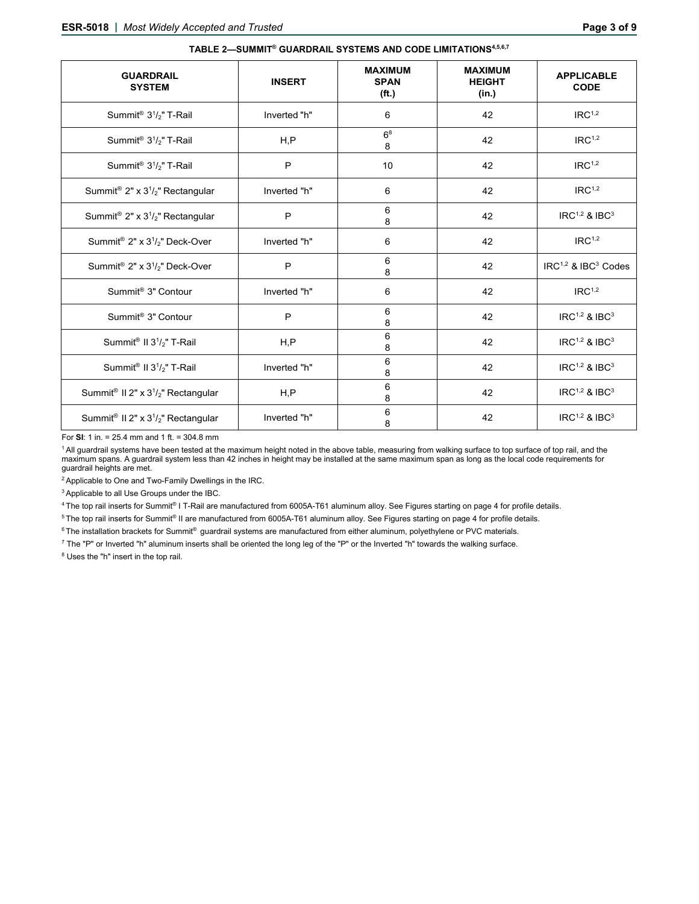**TABLE 2—SUMMIT® GUARDRAIL SYSTEMS AND CODE LIMITATIONS[4,5,6,7]**

| GUARDRAIL SYSTEM | INSERT | MAXIMUM SPAN (ft.) | MAXIMUM HEIGHT (in.) | APPLICABLE CODE |
|---|---|---|---|---|
| Summit® 3$^1/_2$" T-Rail | Inverted "h" | 6 | 42 | IRC[1,2] |
| Summit® 3$^1/_2$" T-Rail | H,P | 6[8]<br>8 | 42 | IRC[1,2] |
| Summit® 3$^1/_2$" T-Rail | P | 10 | 42 | IRC[1,2] |
| Summit® 2" x 3$^1/_2$" Rectangular | Inverted "h" | 6 | 42 | IRC[1,2] |
| Summit® 2" x 3$^1/_2$" Rectangular | P | 6<br>8 | 42 | IRC[1,2] & IBC[3] |
| Summit® 2" x 3$^1/_2$" Deck-Over | Inverted "h" | 6 | 42 | IRC[1,2] |
| Summit® 2" x 3$^1/_2$" Deck-Over | P | 6<br>8 | 42 | IRC[1,2] & IBC[3] Codes |
| Summit® 3" Contour | Inverted "h" | 6 | 42 | IRC[1,2] |
| Summit® 3" Contour | P | 6<br>8 | 42 | IRC[1,2] & IBC[3] |
| Summit® II 3$^1/_2$" T-Rail | H,P | 6<br>8 | 42 | IRC[1,2] & IBC[3] |
| Summit® II 3$^1/_2$" T-Rail | Inverted "h" | 6<br>8 | 42 | IRC[1,2] & IBC[3] |
| Summit® II 2" x 3$^1/_2$" Rectangular | H,P | 6<br>8 | 42 | IRC[1,2] & IBC[3] |
| Summit® II 2" x 3$^1/_2$" Rectangular | Inverted "h" | 6<br>8 | 42 | IRC[1,2] & IBC[3] |

For **SI**: 1 in. = 25.4 mm and 1 ft. = 304.8 mm

[1] All guardrail systems have been tested at the maximum height noted in the above table, measuring from walking surface to top surface of top rail, and the maximum spans. A guardrail system less than 42 inches in height may be installed at the same maximum span as long as the local code requirements for guardrail heights are met.

[2] Applicable to One and Two-Family Dwellings in the IRC.

[3] Applicable to all Use Groups under the IBC.

[4] The top rail inserts for Summit® I T-Rail are manufactured from 6005A-T61 aluminum alloy. See Figures starting on page 4 for profile details.

[5] The top rail inserts for Summit® II are manufactured from 6005A-T61 aluminum alloy. See Figures starting on page 4 for profile details.

[6] The installation brackets for Summit® guardrail systems are manufactured from either aluminum, polyethylene or PVC materials.

[7] The "P" or Inverted "h" aluminum inserts shall be oriented the long leg of the "P" or the Inverted "h" towards the walking surface.

[8] Uses the "h" insert in the top rail.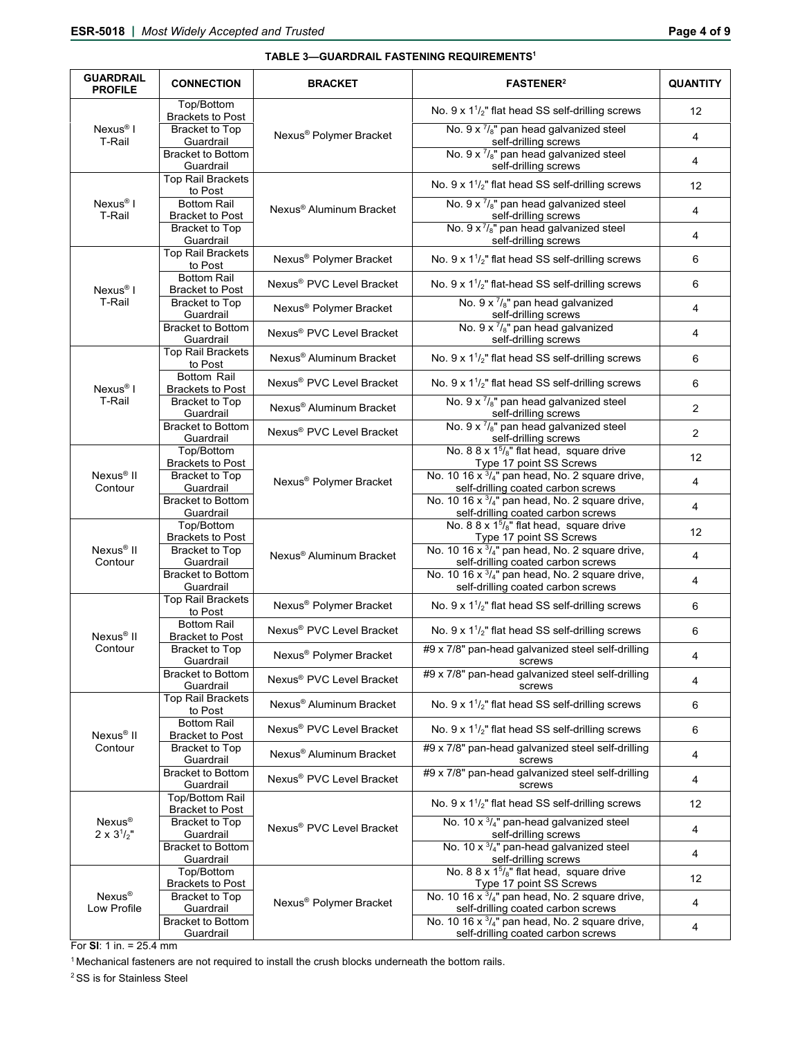**TABLE 3—GUARDRAIL FASTENING REQUIREMENTS[1]**

| GUARDRAIL PROFILE | CONNECTION | BRACKET | FASTENER[2] | QUANTITY |
|---|---|---|---|---|
| Nexus® I T-Rail | Top/Bottom Brackets to Post | Nexus® Polymer Bracket | No. 9 x $1^1/_2$" flat head SS self-drilling screws | 12 |
| | Bracket to Top Guardrail | | No. 9 x $^7/_8$" pan head galvanized steel self-drilling screws | 4 |
| | Bracket to Bottom Guardrail | | No. 9 x $^7/_8$" pan head galvanized steel self-drilling screws | 4 |
| Nexus® I T-Rail | Top Rail Brackets to Post | Nexus® Aluminum Bracket | No. 9 x $1^1/_2$" flat head SS self-drilling screws | 12 |
| | Bottom Rail Bracket to Post | | No. 9 x $^7/_8$" pan head galvanized steel self-drilling screws | 4 |
| | Bracket to Top Guardrail | | No. 9 x $^7/_8$" pan head galvanized steel self-drilling screws | 4 |
| Nexus® I T-Rail | Top Rail Brackets to Post | Nexus® Polymer Bracket | No. 9 x $1^1/_2$" flat head SS self-drilling screws | 6 |
| | Bottom Rail Bracket to Post | Nexus® PVC Level Bracket | No. 9 x $1^1/_2$" flat-head SS self-drilling screws | 6 |
| | Bracket to Top Guardrail | Nexus® Polymer Bracket | No. 9 x $^7/_8$" pan head galvanized self-drilling screws | 4 |
| | Bracket to Bottom Guardrail | Nexus® PVC Level Bracket | No. 9 x $^7/_8$" pan head galvanized self-drilling screws | 4 |
| Nexus® I T-Rail | Top Rail Brackets to Post | Nexus® Aluminum Bracket | No. 9 x $1^1/_2$" flat head SS self-drilling screws | 6 |
| | Bottom Rail Brackets to Post | Nexus® PVC Level Bracket | No. 9 x $1^1/_2$" flat head SS self-drilling screws | 6 |
| | Bracket to Top Guardrail | Nexus® Aluminum Bracket | No. 9 x $^7/_8$" pan head galvanized steel self-drilling screws | 2 |
| | Bracket to Bottom Guardrail | Nexus® PVC Level Bracket | No. 9 x $^7/_8$" pan head galvanized steel self-drilling screws | 2 |
| Nexus® II Contour | Top/Bottom Brackets to Post | Nexus® Polymer Bracket | No. 8 8 x $1^5/_8$" flat head, square drive Type 17 point SS Screws | 12 |
| | Bracket to Top Guardrail | | No. 10 16 x $^3/_4$" pan head, No. 2 square drive, self-drilling coated carbon screws | 4 |
| | Bracket to Bottom Guardrail | | No. 10 16 x $^3/_4$" pan head, No. 2 square drive, self-drilling coated carbon screws | 4 |
| Nexus® II Contour | Top/Bottom Brackets to Post | Nexus® Aluminum Bracket | No. 8 8 x $1^5/_8$" flat head, square drive Type 17 point SS Screws | 12 |
| | Bracket to Top Guardrail | | No. 10 16 x $^3/_4$" pan head, No. 2 square drive, self-drilling coated carbon screws | 4 |
| | Bracket to Bottom Guardrail | | No. 10 16 x $^3/_4$" pan head, No. 2 square drive, self-drilling coated carbon screws | 4 |
| Nexus® II Contour | Top Rail Brackets to Post | Nexus® Polymer Bracket | No. 9 x $1^1/_2$" flat head SS self-drilling screws | 6 |
| | Bottom Rail Bracket to Post | Nexus® PVC Level Bracket | No. 9 x $1^1/_2$" flat head SS self-drilling screws | 6 |
| | Bracket to Top Guardrail | Nexus® Polymer Bracket | #9 x 7/8" pan-head galvanized steel self-drilling screws | 4 |
| | Bracket to Bottom Guardrail | Nexus® PVC Level Bracket | #9 x 7/8" pan-head galvanized steel self-drilling screws | 4 |
| Nexus® II Contour | Top Rail Brackets to Post | Nexus® Aluminum Bracket | No. 9 x $1^1/_2$" flat head SS self-drilling screws | 6 |
| | Bottom Rail Bracket to Post | Nexus® PVC Level Bracket | No. 9 x $1^1/_2$" flat head SS self-drilling screws | 6 |
| | Bracket to Top Guardrail | Nexus® Aluminum Bracket | #9 x 7/8" pan-head galvanized steel self-drilling screws | 4 |
| | Bracket to Bottom Guardrail | Nexus® PVC Level Bracket | #9 x 7/8" pan-head galvanized steel self-drilling screws | 4 |
| Nexus® 2 x $3^1/_2$" | Top/Bottom Rail Bracket to Post | Nexus® PVC Level Bracket | No. 9 x $1^1/_2$" flat head SS self-drilling screws | 12 |
| | Bracket to Top Guardrail | | No. 10 x $^3/_4$" pan-head galvanized steel self-drilling screws | 4 |
| | Bracket to Bottom Guardrail | | No. 10 x $^3/_4$" pan-head galvanized steel self-drilling screws | 4 |
| Nexus® Low Profile | Top/Bottom Brackets to Post | Nexus® Polymer Bracket | No. 8 8 x $1^5/_8$" flat head, square drive Type 17 point SS Screws | 12 |
| | Bracket to Top Guardrail | | No. 10 16 x $^3/_4$" pan head, No. 2 square drive, self-drilling coated carbon screws | 4 |
| | Bracket to Bottom Guardrail | | No. 10 16 x $^3/_4$" pan head, No. 2 square drive, self-drilling coated carbon screws | 4 |

For **SI**: 1 in. = 25.4 mm

[1] Mechanical fasteners are not required to install the crush blocks underneath the bottom rails.

[2] SS is for Stainless Steel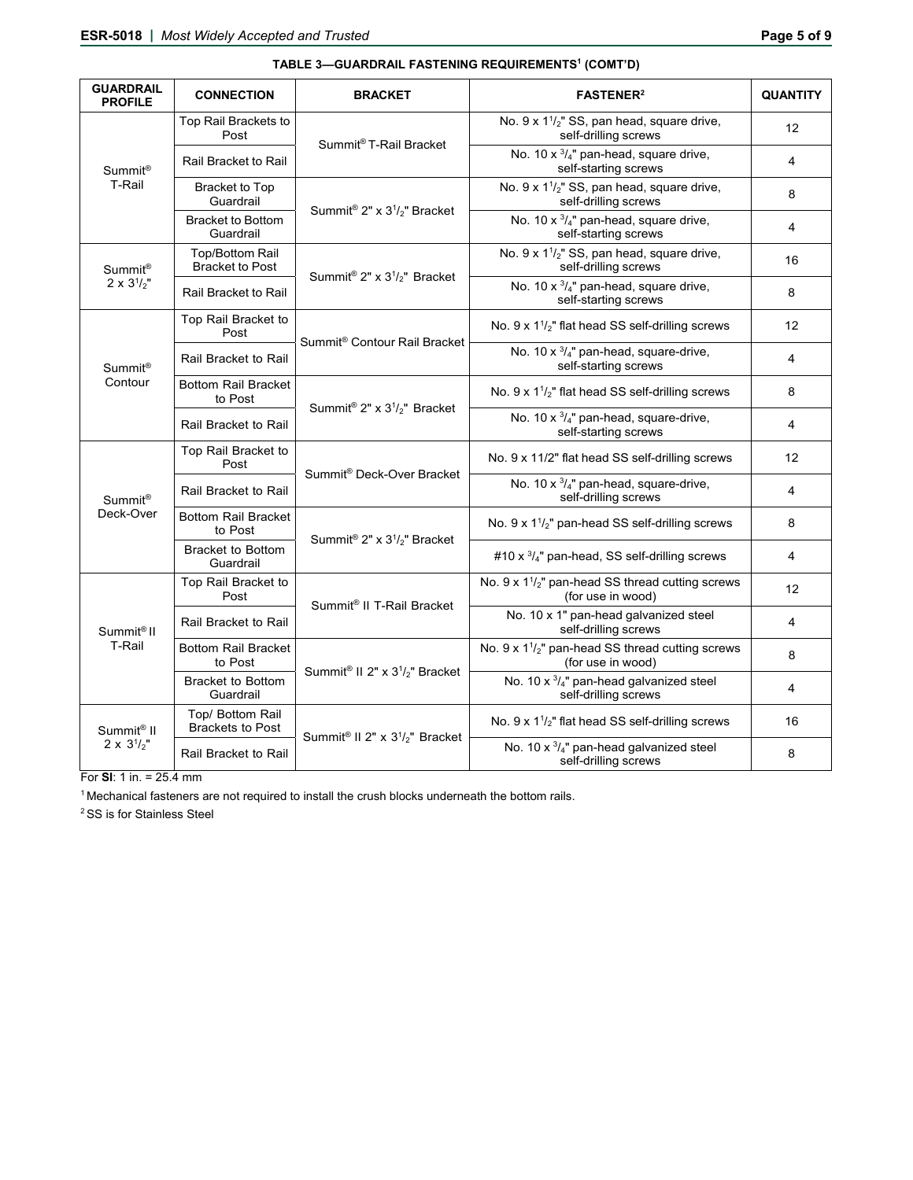**TABLE 3—GUARDRAIL FASTENING REQUIREMENTS[1] (CONT'D)**

| GUARDRAIL PROFILE | CONNECTION | BRACKET | FASTENER[2] | QUANTITY |
|---|---|---|---|---|
| Summit® T-Rail | Top Rail Brackets to Post | Summit® T-Rail Bracket | No. 9 x 1 1/2" SS, pan head, square drive, self-drilling screws | 12 |
| | Rail Bracket to Rail | | No. 10 x 3/4" pan-head, square drive, self-starting screws | 4 |
| | Bracket to Top Guardrail | Summit® 2" x 3 1/2" Bracket | No. 9 x 1 1/2" SS, pan head, square drive, self-drilling screws | 8 |
| | Bracket to Bottom Guardrail | | No. 10 x 3/4" pan-head, square drive, self-starting screws | 4 |
| Summit® 2 x 3 1/2" | Top/Bottom Rail Bracket to Post | Summit® 2" x 3 1/2" Bracket | No. 9 x 1 1/2" SS, pan head, square drive, self-drilling screws | 16 |
| | Rail Bracket to Rail | | No. 10 x 3/4" pan-head, square drive, self-starting screws | 8 |
| Summit® Contour | Top Rail Bracket to Post | Summit® Contour Rail Bracket | No. 9 x 1 1/2" flat head SS self-drilling screws | 12 |
| | Rail Bracket to Rail | | No. 10 x 3/4" pan-head, square-drive, self-starting screws | 4 |
| | Bottom Rail Bracket to Post | Summit® 2" x 3 1/2" Bracket | No. 9 x 1 1/2" flat head SS self-drilling screws | 8 |
| | Rail Bracket to Rail | | No. 10 x 3/4" pan-head, square-drive, self-starting screws | 4 |
| Summit® Deck-Over | Top Rail Bracket to Post | Summit® Deck-Over Bracket | No. 9 x 11/2" flat head SS self-drilling screws | 12 |
| | Rail Bracket to Rail | | No. 10 x 3/4" pan-head, square-drive, self-drilling screws | 4 |
| | Bottom Rail Bracket to Post | Summit® 2" x 3 1/2" Bracket | No. 9 x 1 1/2" pan-head SS self-drilling screws | 8 |
| | Bracket to Bottom Guardrail | | #10 x 3/4" pan-head, SS self-drilling screws | 4 |
| Summit® II T-Rail | Top Rail Bracket to Post | Summit® II T-Rail Bracket | No. 9 x 1 1/2" pan-head SS thread cutting screws (for use in wood) | 12 |
| | Rail Bracket to Rail | | No. 10 x 1" pan-head galvanized steel self-drilling screws | 4 |
| | Bottom Rail Bracket to Post | Summit® II 2" x 3 1/2" Bracket | No. 9 x 1 1/2" pan-head SS thread cutting screws (for use in wood) | 8 |
| | Bracket to Bottom Guardrail | | No. 10 x 3/4" pan-head galvanized steel self-drilling screws | 4 |
| Summit® II 2 x 3 1/2" | Top/ Bottom Rail Brackets to Post | Summit® II 2" x 3 1/2" Bracket | No. 9 x 1 1/2" flat head SS self-drilling screws | 16 |
| | Rail Bracket to Rail | | No. 10 x 3/4" pan-head galvanized steel self-drilling screws | 8 |

For **SI**: 1 in. = 25.4 mm

[1] Mechanical fasteners are not required to install the crush blocks underneath the bottom rails.

[2] SS is for Stainless Steel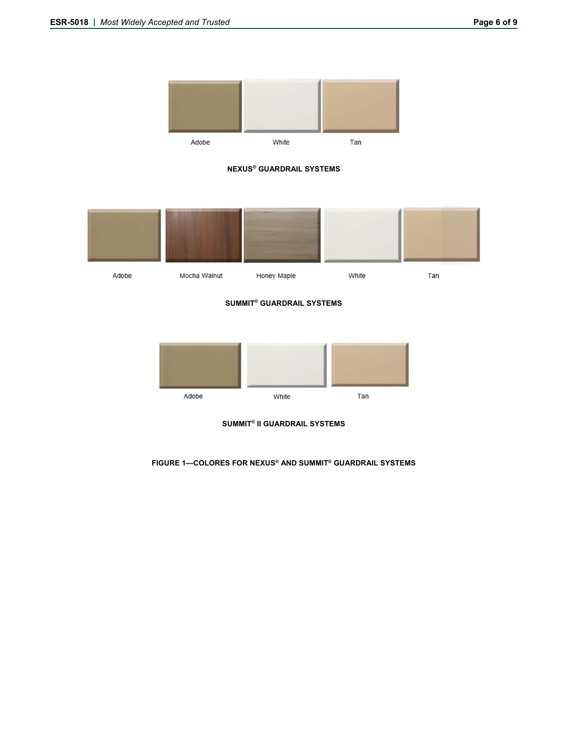Adobe

White

Tan

**NEXUS® GUARDRAIL SYSTEMS**

Adobe

Mocha Walnut

Honey Maple

White

Tan

**SUMMIT® GUARDRAIL SYSTEMS**

Adobe

White

Tan

**SUMMIT® II GUARDRAIL SYSTEMS**

**FIGURE 1—COLORES FOR NEXUS® AND SUMMIT® GUARDRAIL SYSTEMS**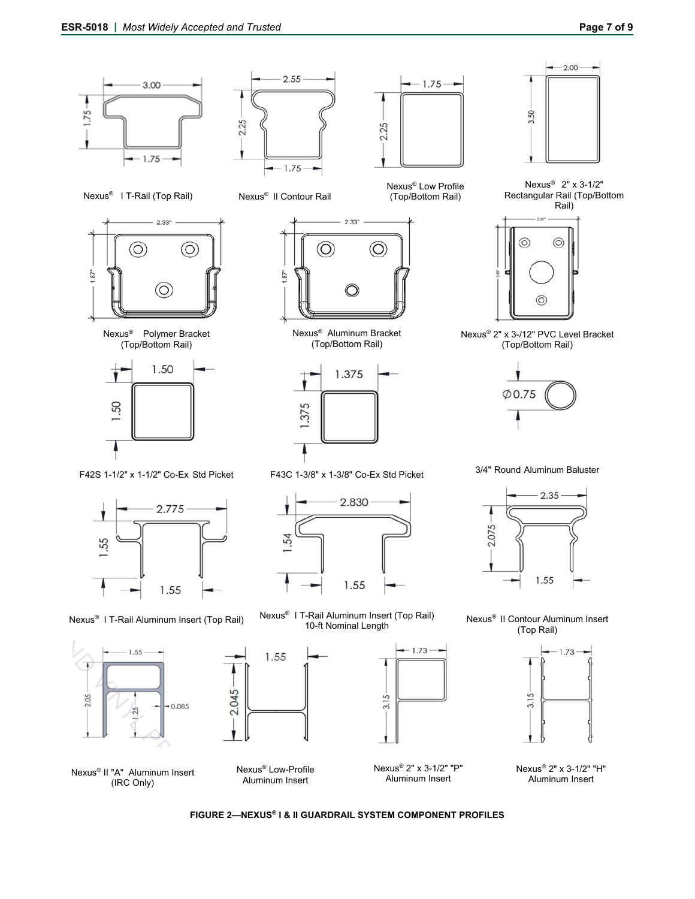Nexus® I T-Rail (Top Rail)

Nexus® II Contour Rail

Nexus® Low Profile (Top/Bottom Rail)

Nexus® 2" x 3-1/2" Rectangular Rail (Top/Bottom Rail)

Nexus® Polymer Bracket (Top/Bottom Rail)

Nexus® Aluminum Bracket (Top/Bottom Rail)

Nexus® 2" x 3-/12" PVC Level Bracket (Top/Bottom Rail)

F42S 1-1/2" x 1-1/2" Co-Ex Std Picket

F43C 1-3/8" x 1-3/8" Co-Ex Std Picket

3/4" Round Aluminum Baluster

Nexus® I T-Rail Aluminum Insert (Top Rail)

Nexus® I T-Rail Aluminum Insert (Top Rail) 10-ft Nominal Length

Nexus® II Contour Aluminum Insert (Top Rail)

Nexus® II "A" Aluminum Insert (IRC Only)

Nexus® Low-Profile Aluminum Insert

Nexus® 2" x 3-1/2" "P" Aluminum Insert

Nexus® 2" x 3-1/2" "H" Aluminum Insert

**FIGURE 2—NEXUS® I & II GUARDRAIL SYSTEM COMPONENT PROFILES**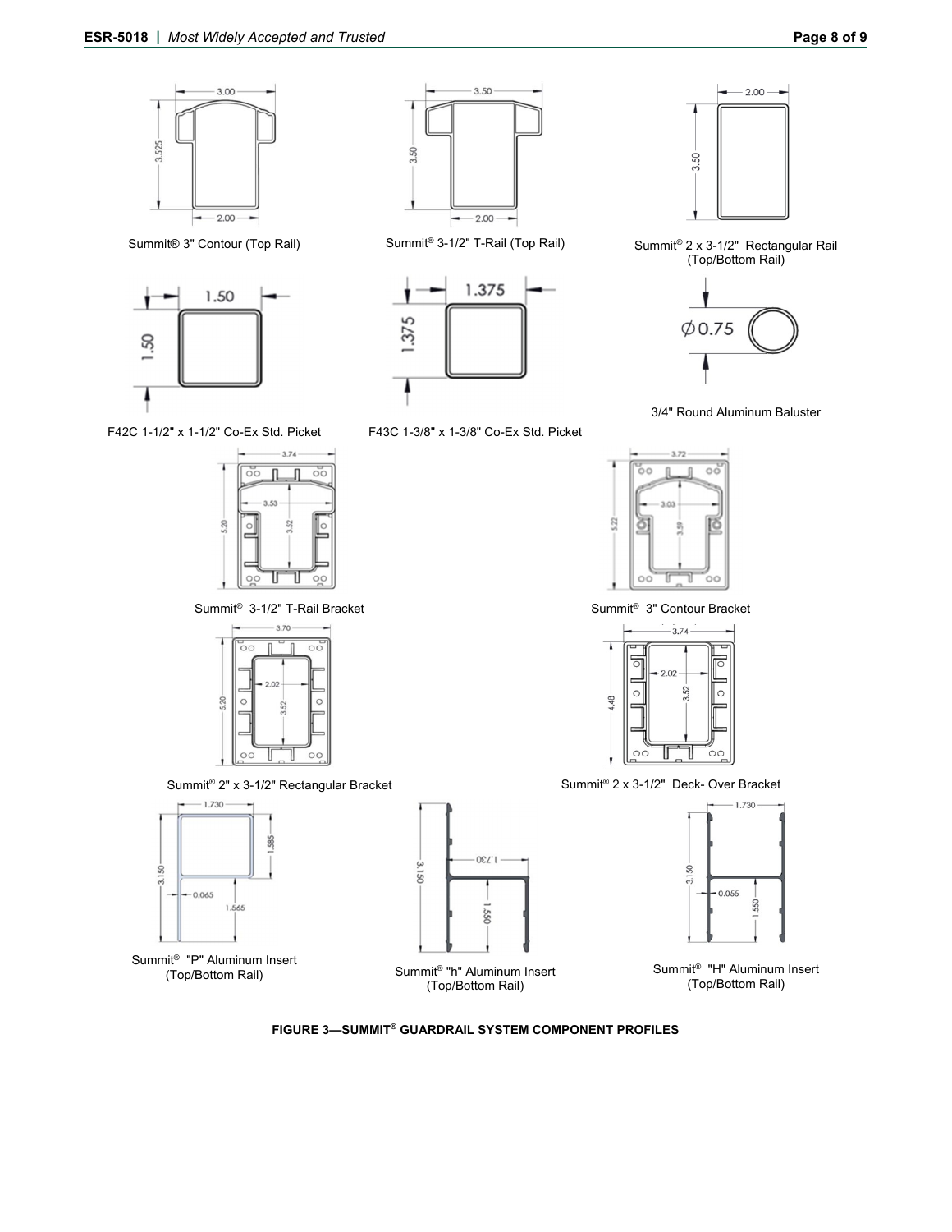3.00

3.525

2.00

Summit® 3" Contour (Top Rail)

3.50

3.50

2.00

Summit® 3-1/2" T-Rail (Top Rail)

2.00

3.50

Summit® 2 x 3-1/2" Rectangular Rail (Top/Bottom Rail)

1.50

1.50

F42C 1-1/2" x 1-1/2" Co-Ex Std. Picket

1.375

1.375

F43C 1-3/8" x 1-3/8" Co-Ex Std. Picket

Ø0.75

3/4" Round Aluminum Baluster

3.74

3.53

5.20

3.52

Summit® 3-1/2" T-Rail Bracket

3.72

3.03

5.22

3.59

Summit® 3" Contour Bracket

3.70

2.02

5.20

3.52

Summit® 2" x 3-1/2" Rectangular Bracket

3.74

2.02

4.48

3.52

Summit® 2 x 3-1/2" Deck- Over Bracket

1.730

1.585

3.150

0.065

1.565

Summit® "P" Aluminum Insert (Top/Bottom Rail)

3.150

1.730

1.550

Summit® "h" Aluminum Insert (Top/Bottom Rail)

1.730

3.150

0.055

1.550

Summit® "H" Aluminum Insert (Top/Bottom Rail)

**FIGURE 3—SUMMIT® GUARDRAIL SYSTEM COMPONENT PROFILES**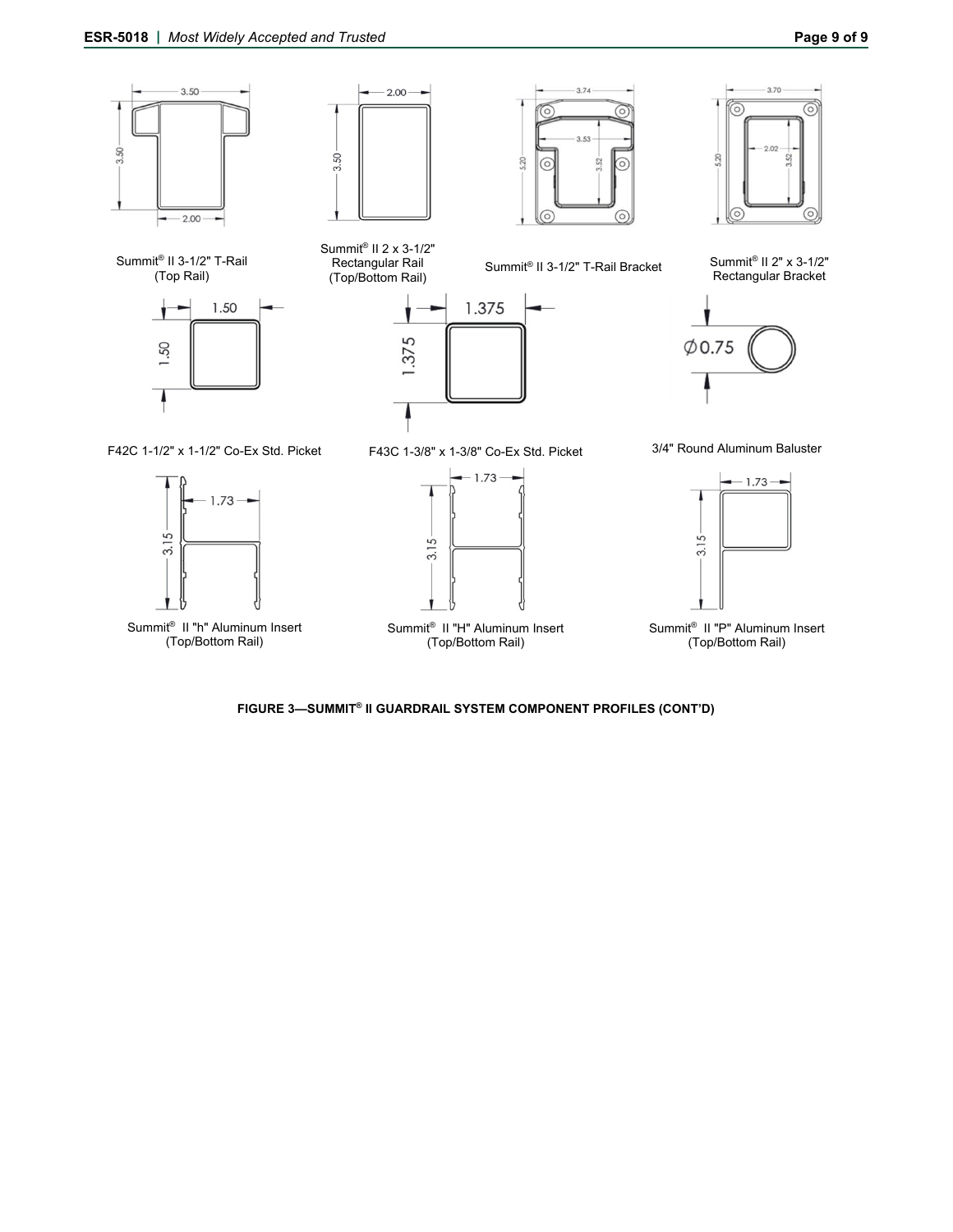3.50

3.50

2.00

Summit® II 3-1/2" T-Rail (Top Rail)

2.00

3.50

Summit® II 2 x 3-1/2" Rectangular Rail (Top/Bottom Rail)

3.74

3.53

5.20

3.52

Summit® II 3-1/2" T-Rail Bracket

3.70

2.02

5.20

3.52

Summit® II 2" x 3-1/2" Rectangular Bracket

1.50

1.50

F42C 1-1/2" x 1-1/2" Co-Ex Std. Picket

1.375

1.375

F43C 1-3/8" x 1-3/8" Co-Ex Std. Picket

Ø0.75

3/4" Round Aluminum Baluster

1.73

3.15

Summit® II "h" Aluminum Insert (Top/Bottom Rail)

1.73

3.15

Summit® II "H" Aluminum Insert (Top/Bottom Rail)

1.73

3.15

Summit® II "P" Aluminum Insert (Top/Bottom Rail)

**FIGURE 3—SUMMIT® II GUARDRAIL SYSTEM COMPONENT PROFILES (CONT'D)**